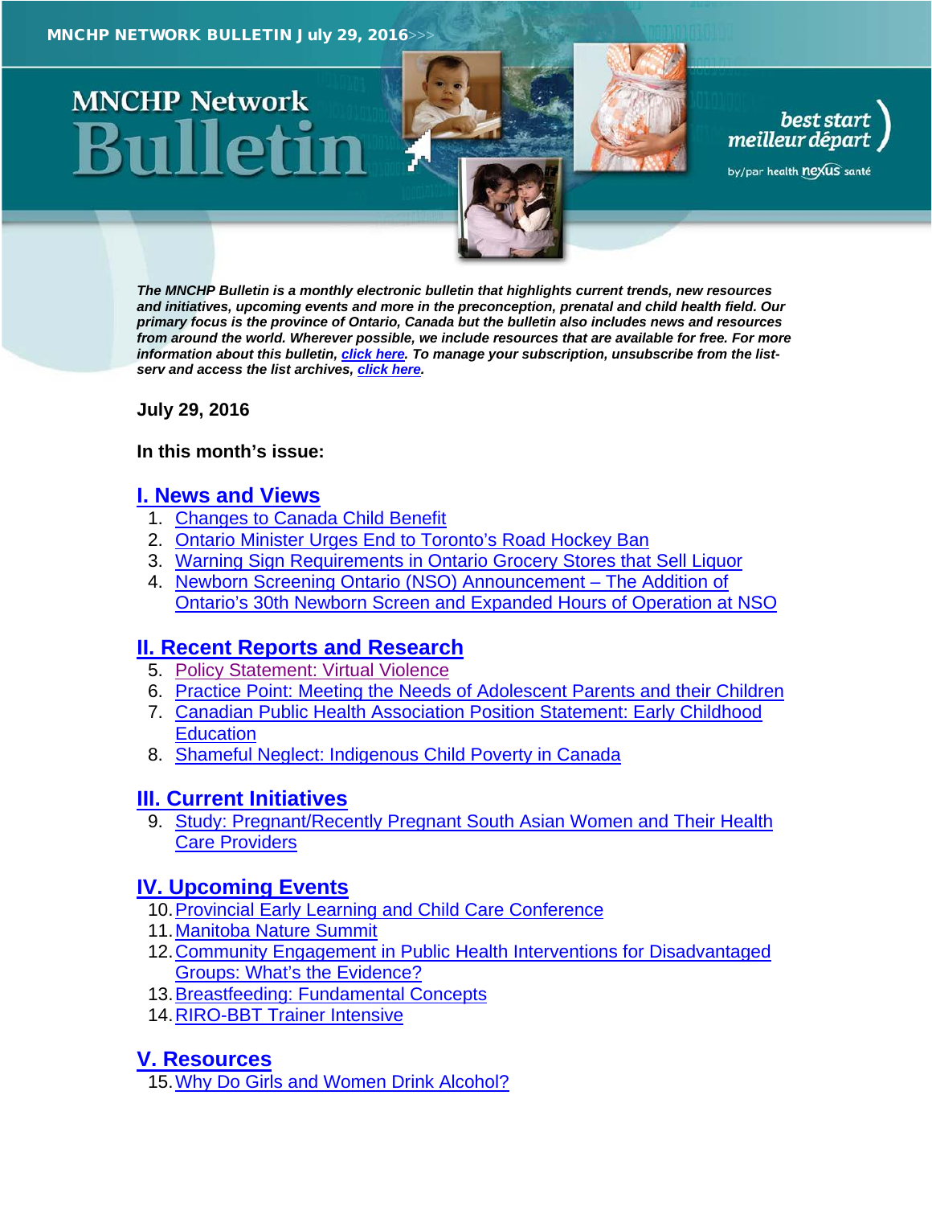MNCHP NETWORK BULLETIN July 29, 2016>>>

# MNCHP Network Bulletin

best start meilleur départ by/par health nexus santé

***The MNCHP Bulletin is a monthly electronic bulletin that highlights current trends, new resources and initiatives, upcoming events and more in the preconception, prenatal and child health field. Our primary focus is the province of Ontario, Canada but the bulletin also includes news and resources from around the world. Wherever possible, we include resources that are available for free. For more information about this bulletin, click here. To manage your subscription, unsubscribe from the list-serv and access the list archives, click here.***

**July 29, 2016**

**In this month's issue:**

## I. News and Views

1. Changes to Canada Child Benefit
2. Ontario Minister Urges End to Toronto's Road Hockey Ban
3. Warning Sign Requirements in Ontario Grocery Stores that Sell Liquor
4. Newborn Screening Ontario (NSO) Announcement – The Addition of Ontario's 30th Newborn Screen and Expanded Hours of Operation at NSO

## II. Recent Reports and Research

5. Policy Statement: Virtual Violence
6. Practice Point: Meeting the Needs of Adolescent Parents and their Children
7. Canadian Public Health Association Position Statement: Early Childhood Education
8. Shameful Neglect: Indigenous Child Poverty in Canada

## III. Current Initiatives

9. Study: Pregnant/Recently Pregnant South Asian Women and Their Health Care Providers

## IV. Upcoming Events

10. Provincial Early Learning and Child Care Conference
11. Manitoba Nature Summit
12. Community Engagement in Public Health Interventions for Disadvantaged Groups: What's the Evidence?
13. Breastfeeding: Fundamental Concepts
14. RIRO-BBT Trainer Intensive

## V. Resources

15. Why Do Girls and Women Drink Alcohol?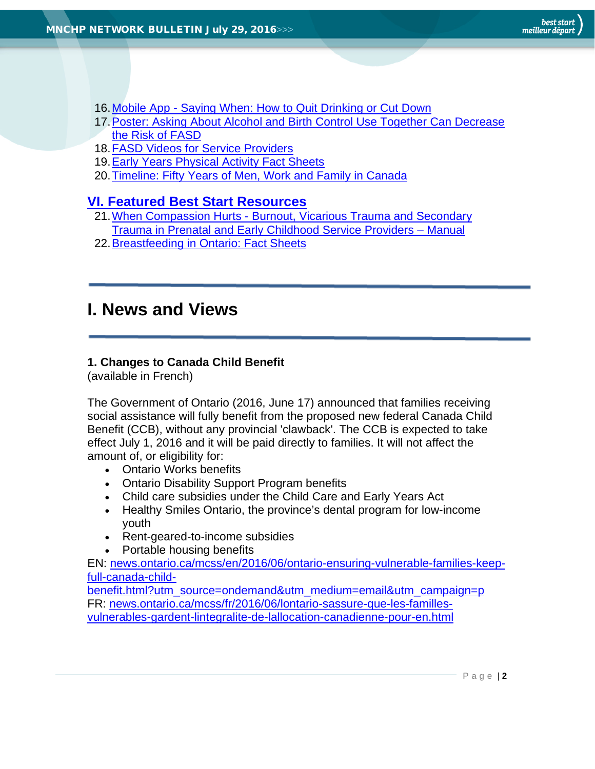16. [Mobile App - Saying When: How to Quit Drinking or Cut Down]()
17. [Poster: Asking About Alcohol and Birth Control Use Together Can Decrease the Risk of FASD]()
18. [FASD Videos for Service Providers]()
19. [Early Years Physical Activity Fact Sheets]()
20. [Timeline: Fifty Years of Men, Work and Family in Canada]()

### VI. Featured Best Start Resources

21. [When Compassion Hurts - Burnout, Vicarious Trauma and Secondary Trauma in Prenatal and Early Childhood Service Providers – Manual]()
22. [Breastfeeding in Ontario: Fact Sheets]()

---

# I. News and Views

---

**1. Changes to Canada Child Benefit**
(available in French)

The Government of Ontario (2016, June 17) announced that families receiving social assistance will fully benefit from the proposed new federal Canada Child Benefit (CCB), without any provincial 'clawback'. The CCB is expected to take effect July 1, 2016 and it will be paid directly to families. It will not affect the amount of, or eligibility for:

- Ontario Works benefits
- Ontario Disability Support Program benefits
- Child care subsidies under the Child Care and Early Years Act
- Healthy Smiles Ontario, the province's dental program for low-income youth
- Rent-geared-to-income subsidies
- Portable housing benefits

EN: [news.ontario.ca/mcss/en/2016/06/ontario-ensuring-vulnerable-families-keep-full-canada-child-benefit.html?utm_source=ondemand&utm_medium=email&utm_campaign=p]()
FR: [news.ontario.ca/mcss/fr/2016/06/lontario-sassure-que-les-familles-vulnerables-gardent-lintegralite-de-lallocation-canadienne-pour-en.html]()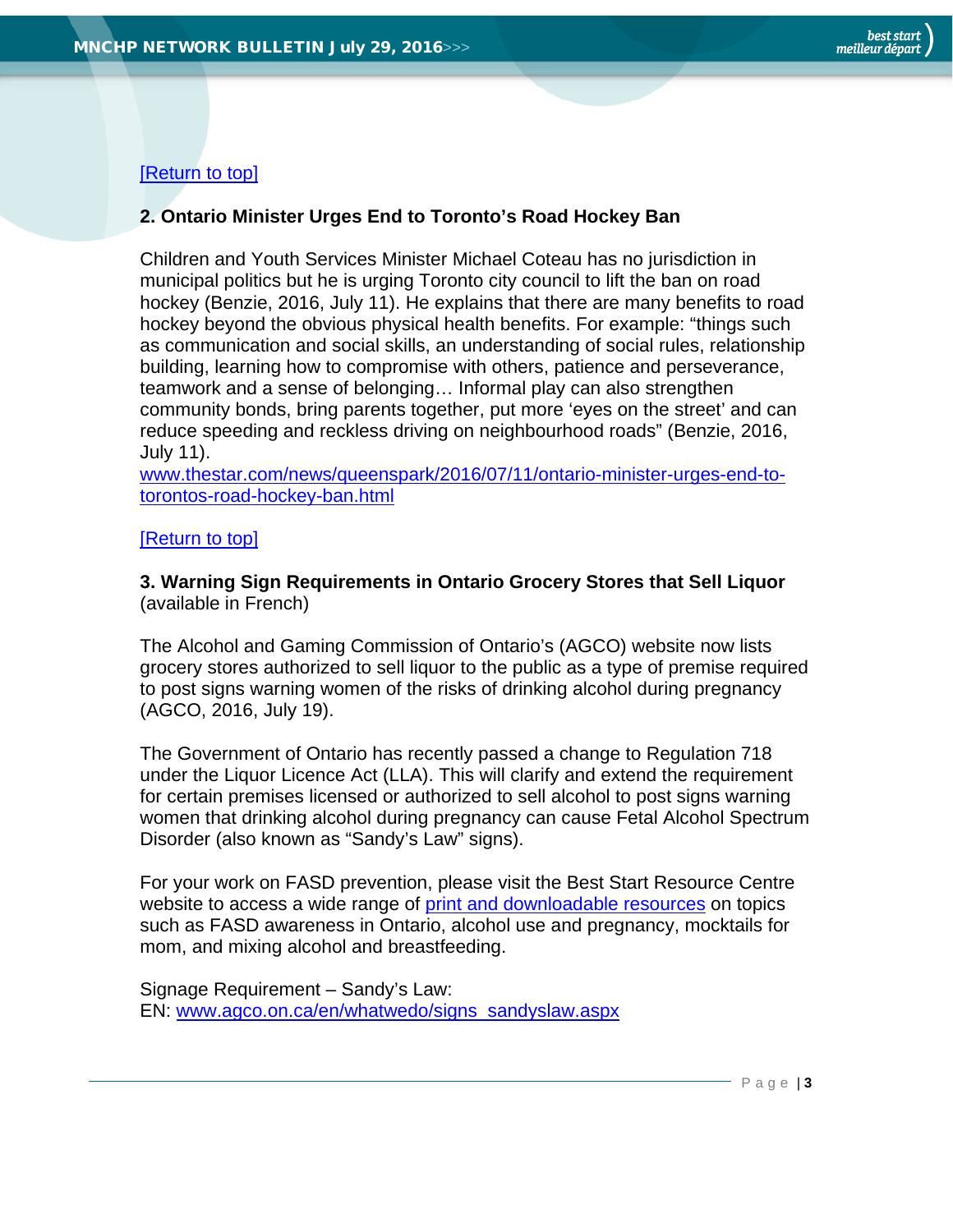[Return to top]

## 2. Ontario Minister Urges End to Toronto's Road Hockey Ban

Children and Youth Services Minister Michael Coteau has no jurisdiction in municipal politics but he is urging Toronto city council to lift the ban on road hockey (Benzie, 2016, July 11). He explains that there are many benefits to road hockey beyond the obvious physical health benefits. For example: "things such as communication and social skills, an understanding of social rules, relationship building, learning how to compromise with others, patience and perseverance, teamwork and a sense of belonging… Informal play can also strengthen community bonds, bring parents together, put more 'eyes on the street' and can reduce speeding and reckless driving on neighbourhood roads" (Benzie, 2016, July 11).
www.thestar.com/news/queenspark/2016/07/11/ontario-minister-urges-end-to-torontos-road-hockey-ban.html

[Return to top]

## 3. Warning Sign Requirements in Ontario Grocery Stores that Sell Liquor

(available in French)

The Alcohol and Gaming Commission of Ontario's (AGCO) website now lists grocery stores authorized to sell liquor to the public as a type of premise required to post signs warning women of the risks of drinking alcohol during pregnancy (AGCO, 2016, July 19).

The Government of Ontario has recently passed a change to Regulation 718 under the Liquor Licence Act (LLA). This will clarify and extend the requirement for certain premises licensed or authorized to sell alcohol to post signs warning women that drinking alcohol during pregnancy can cause Fetal Alcohol Spectrum Disorder (also known as "Sandy's Law" signs).

For your work on FASD prevention, please visit the Best Start Resource Centre website to access a wide range of print and downloadable resources on topics such as FASD awareness in Ontario, alcohol use and pregnancy, mocktails for mom, and mixing alcohol and breastfeeding.

Signage Requirement – Sandy's Law:
EN: www.agco.on.ca/en/whatwedo/signs_sandyslaw.aspx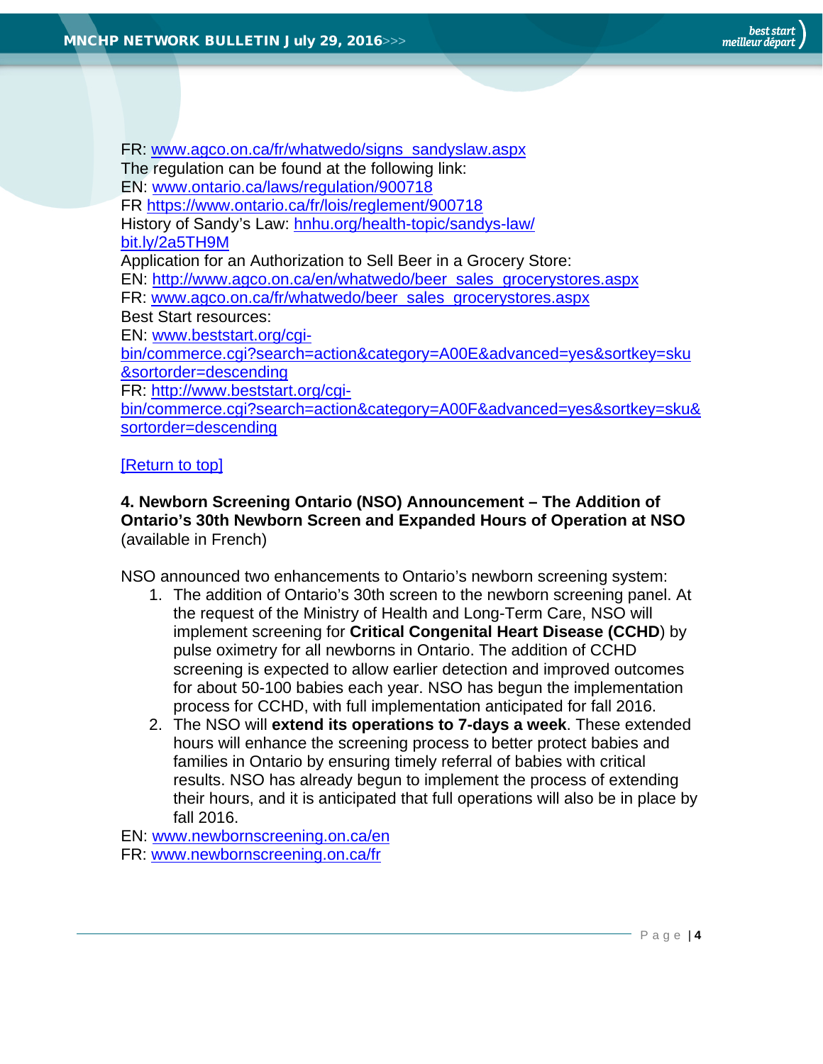FR: [www.agco.on.ca/fr/whatwedo/signs_sandyslaw.aspx](www.agco.on.ca/fr/whatwedo/signs_sandyslaw.aspx)
The regulation can be found at the following link:
EN: [www.ontario.ca/laws/regulation/900718](www.ontario.ca/laws/regulation/900718)
FR [https://www.ontario.ca/fr/lois/reglement/900718](https://www.ontario.ca/fr/lois/reglement/900718)
History of Sandy's Law: [hnhu.org/health-topic/sandys-law/](hnhu.org/health-topic/sandys-law/)
[bit.ly/2a5TH9M](bit.ly/2a5TH9M)
Application for an Authorization to Sell Beer in a Grocery Store:
EN: [http://www.agco.on.ca/en/whatwedo/beer_sales_grocerystores.aspx](http://www.agco.on.ca/en/whatwedo/beer_sales_grocerystores.aspx)
FR: [www.agco.on.ca/fr/whatwedo/beer_sales_grocerystores.aspx](www.agco.on.ca/fr/whatwedo/beer_sales_grocerystores.aspx)
Best Start resources:
EN: [www.beststart.org/cgi-bin/commerce.cgi?search=action&category=A00E&advanced=yes&sortkey=sku&sortorder=descending](www.beststart.org/cgi-bin/commerce.cgi?search=action&category=A00E&advanced=yes&sortkey=sku&sortorder=descending)
FR: [http://www.beststart.org/cgi-bin/commerce.cgi?search=action&category=A00F&advanced=yes&sortkey=sku&sortorder=descending](http://www.beststart.org/cgi-bin/commerce.cgi?search=action&category=A00F&advanced=yes&sortkey=sku&sortorder=descending)

[Return to top]

**4. Newborn Screening Ontario (NSO) Announcement – The Addition of Ontario's 30th Newborn Screen and Expanded Hours of Operation at NSO** (available in French)

NSO announced two enhancements to Ontario's newborn screening system:

1. The addition of Ontario's 30th screen to the newborn screening panel. At the request of the Ministry of Health and Long-Term Care, NSO will implement screening for **Critical Congenital Heart Disease (CCHD**) by pulse oximetry for all newborns in Ontario. The addition of CCHD screening is expected to allow earlier detection and improved outcomes for about 50-100 babies each year. NSO has begun the implementation process for CCHD, with full implementation anticipated for fall 2016.
2. The NSO will **extend its operations to 7-days a week**. These extended hours will enhance the screening process to better protect babies and families in Ontario by ensuring timely referral of babies with critical results. NSO has already begun to implement the process of extending their hours, and it is anticipated that full operations will also be in place by fall 2016.

EN: [www.newbornscreening.on.ca/en](www.newbornscreening.on.ca/en)
FR: [www.newbornscreening.on.ca/fr](www.newbornscreening.on.ca/fr)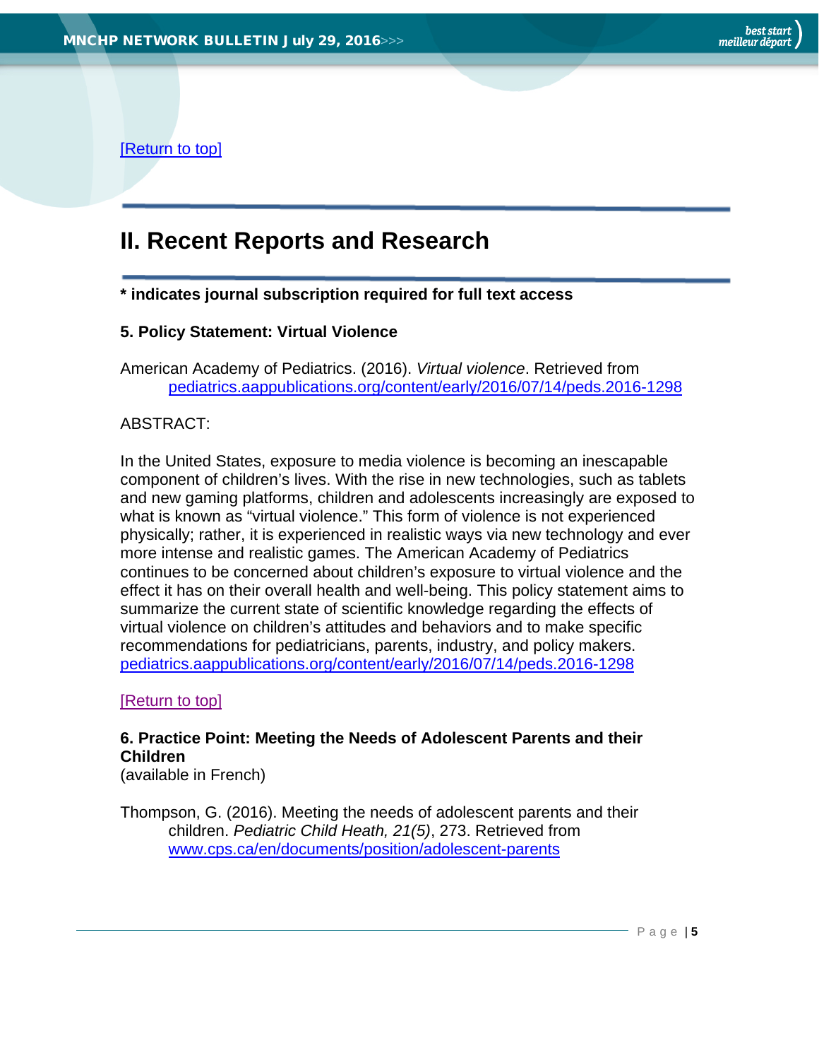[Return to top]

## II. Recent Reports and Research

**\* indicates journal subscription required for full text access**

**5. Policy Statement: Virtual Violence**

American Academy of Pediatrics. (2016). *Virtual violence*. Retrieved from pediatrics.aappublications.org/content/early/2016/07/14/peds.2016-1298

ABSTRACT:

In the United States, exposure to media violence is becoming an inescapable component of children's lives. With the rise in new technologies, such as tablets and new gaming platforms, children and adolescents increasingly are exposed to what is known as "virtual violence." This form of violence is not experienced physically; rather, it is experienced in realistic ways via new technology and ever more intense and realistic games. The American Academy of Pediatrics continues to be concerned about children's exposure to virtual violence and the effect it has on their overall health and well-being. This policy statement aims to summarize the current state of scientific knowledge regarding the effects of virtual violence on children's attitudes and behaviors and to make specific recommendations for pediatricians, parents, industry, and policy makers. pediatrics.aappublications.org/content/early/2016/07/14/peds.2016-1298

[Return to top]

**6. Practice Point: Meeting the Needs of Adolescent Parents and their Children**
(available in French)

Thompson, G. (2016). Meeting the needs of adolescent parents and their children. *Pediatric Child Heath, 21(5)*, 273. Retrieved from www.cps.ca/en/documents/position/adolescent-parents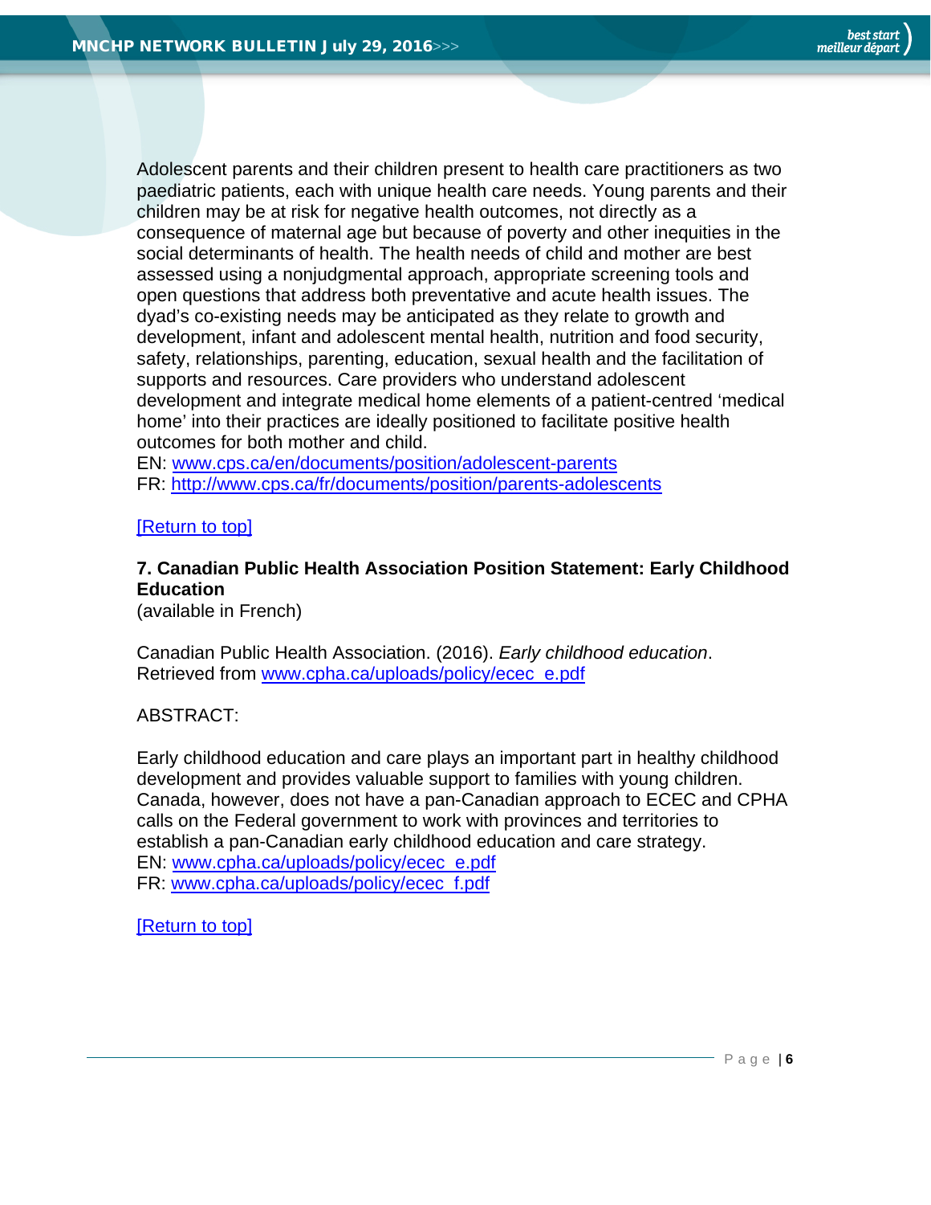Adolescent parents and their children present to health care practitioners as two paediatric patients, each with unique health care needs. Young parents and their children may be at risk for negative health outcomes, not directly as a consequence of maternal age but because of poverty and other inequities in the social determinants of health. The health needs of child and mother are best assessed using a nonjudgmental approach, appropriate screening tools and open questions that address both preventative and acute health issues. The dyad's co-existing needs may be anticipated as they relate to growth and development, infant and adolescent mental health, nutrition and food security, safety, relationships, parenting, education, sexual health and the facilitation of supports and resources. Care providers who understand adolescent development and integrate medical home elements of a patient-centred 'medical home' into their practices are ideally positioned to facilitate positive health outcomes for both mother and child.
EN: [www.cps.ca/en/documents/position/adolescent-parents](http://www.cps.ca/en/documents/position/adolescent-parents)
FR: [http://www.cps.ca/fr/documents/position/parents-adolescents](http://www.cps.ca/fr/documents/position/parents-adolescents)

[Return to top]

**7. Canadian Public Health Association Position Statement: Early Childhood Education**
(available in French)

Canadian Public Health Association. (2016). *Early childhood education*. Retrieved from [www.cpha.ca/uploads/policy/ecec_e.pdf](http://www.cpha.ca/uploads/policy/ecec_e.pdf)

ABSTRACT:

Early childhood education and care plays an important part in healthy childhood development and provides valuable support to families with young children. Canada, however, does not have a pan-Canadian approach to ECEC and CPHA calls on the Federal government to work with provinces and territories to establish a pan-Canadian early childhood education and care strategy.
EN: [www.cpha.ca/uploads/policy/ecec_e.pdf](http://www.cpha.ca/uploads/policy/ecec_e.pdf)
FR: [www.cpha.ca/uploads/policy/ecec_f.pdf](http://www.cpha.ca/uploads/policy/ecec_f.pdf)

[Return to top]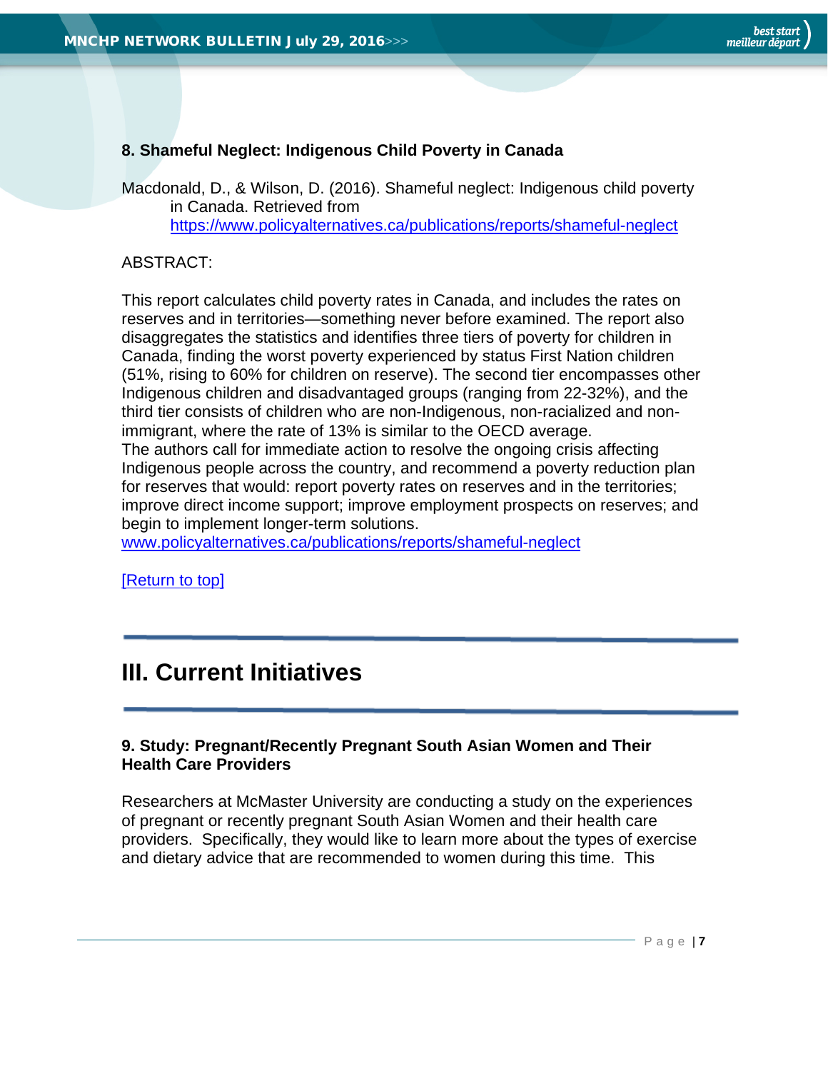### 8. Shameful Neglect: Indigenous Child Poverty in Canada

Macdonald, D., & Wilson, D. (2016). Shameful neglect: Indigenous child poverty in Canada. Retrieved from [https://www.policyalternatives.ca/publications/reports/shameful-neglect](https://www.policyalternatives.ca/publications/reports/shameful-neglect)

ABSTRACT:

This report calculates child poverty rates in Canada, and includes the rates on reserves and in territories—something never before examined. The report also disaggregates the statistics and identifies three tiers of poverty for children in Canada, finding the worst poverty experienced by status First Nation children (51%, rising to 60% for children on reserve). The second tier encompasses other Indigenous children and disadvantaged groups (ranging from 22-32%), and the third tier consists of children who are non-Indigenous, non-racialized and non-immigrant, where the rate of 13% is similar to the OECD average.
The authors call for immediate action to resolve the ongoing crisis affecting Indigenous people across the country, and recommend a poverty reduction plan for reserves that would: report poverty rates on reserves and in the territories; improve direct income support; improve employment prospects on reserves; and begin to implement longer-term solutions.
[www.policyalternatives.ca/publications/reports/shameful-neglect](www.policyalternatives.ca/publications/reports/shameful-neglect)

[Return to top]

---

## III. Current Initiatives

---

### 9. Study: Pregnant/Recently Pregnant South Asian Women and Their Health Care Providers

Researchers at McMaster University are conducting a study on the experiences of pregnant or recently pregnant South Asian Women and their health care providers. Specifically, they would like to learn more about the types of exercise and dietary advice that are recommended to women during this time. This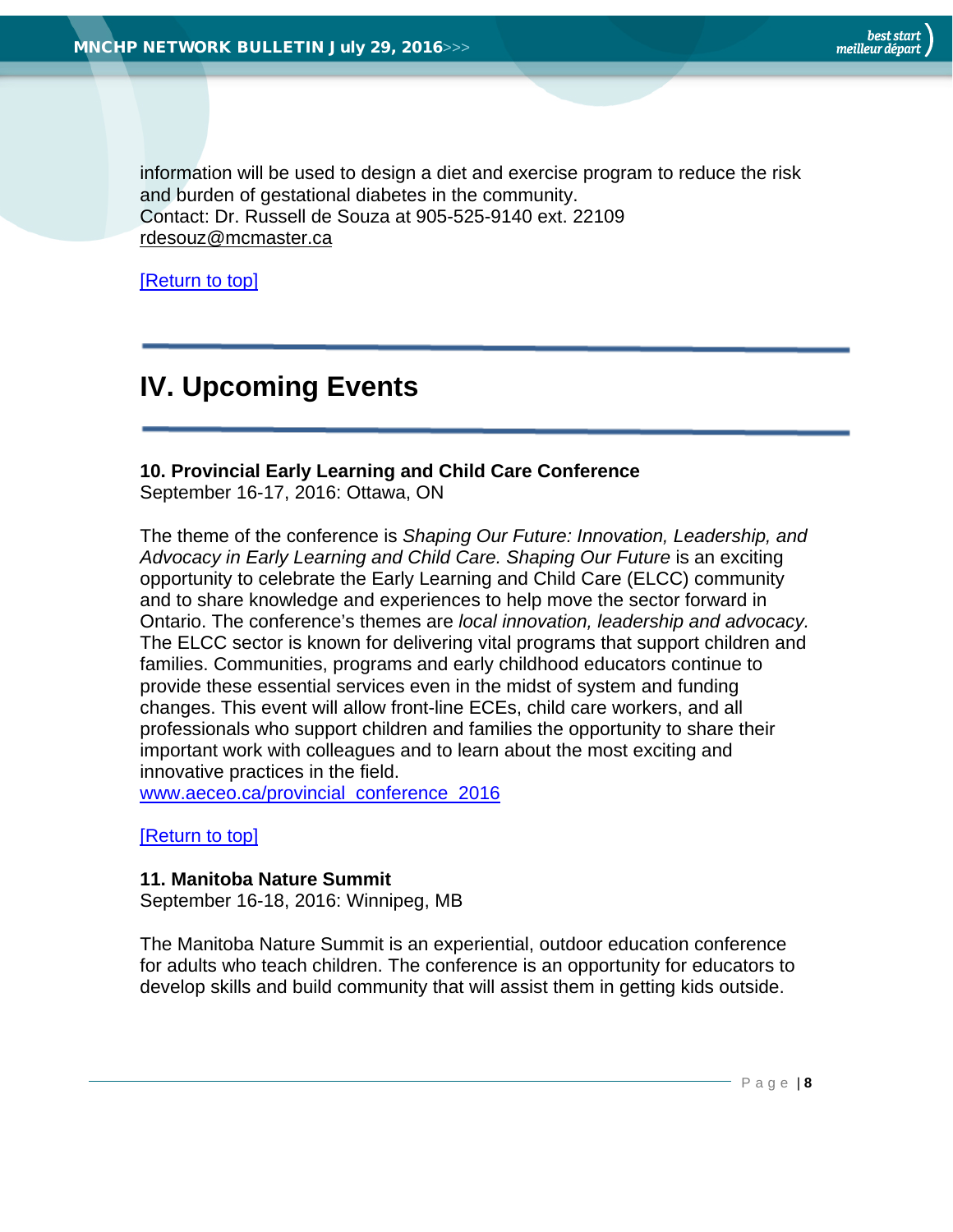information will be used to design a diet and exercise program to reduce the risk and burden of gestational diabetes in the community.
Contact: Dr. Russell de Souza at 905-525-9140 ext. 22109
rdesouz@mcmaster.ca

[Return to top]

## IV. Upcoming Events

**10. Provincial Early Learning and Child Care Conference**
September 16-17, 2016: Ottawa, ON

The theme of the conference is *Shaping Our Future: Innovation, Leadership, and Advocacy in Early Learning and Child Care. Shaping Our Future* is an exciting opportunity to celebrate the Early Learning and Child Care (ELCC) community and to share knowledge and experiences to help move the sector forward in Ontario. The conference's themes are *local innovation, leadership and advocacy.* The ELCC sector is known for delivering vital programs that support children and families. Communities, programs and early childhood educators continue to provide these essential services even in the midst of system and funding changes. This event will allow front-line ECEs, child care workers, and all professionals who support children and families the opportunity to share their important work with colleagues and to learn about the most exciting and innovative practices in the field.
www.aeceo.ca/provincial_conference_2016

[Return to top]

**11. Manitoba Nature Summit**
September 16-18, 2016: Winnipeg, MB

The Manitoba Nature Summit is an experiential, outdoor education conference for adults who teach children. The conference is an opportunity for educators to develop skills and build community that will assist them in getting kids outside.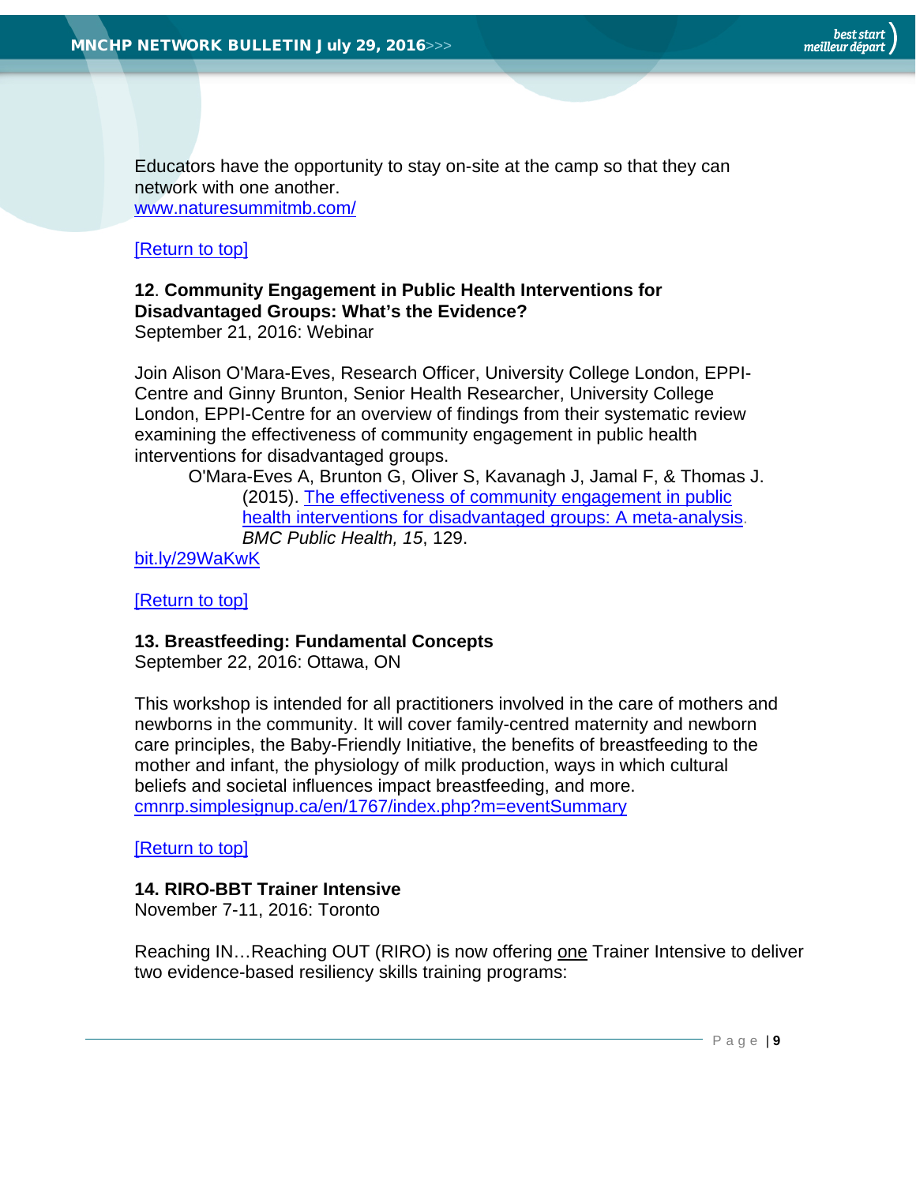Educators have the opportunity to stay on-site at the camp so that they can network with one another.
[www.naturesummitmb.com/](www.naturesummitmb.com/)

[Return to top]

**12**. **Community Engagement in Public Health Interventions for Disadvantaged Groups: What's the Evidence?**
September 21, 2016: Webinar

Join Alison O'Mara-Eves, Research Officer, University College London, EPPI-Centre and Ginny Brunton, Senior Health Researcher, University College London, EPPI-Centre for an overview of findings from their systematic review examining the effectiveness of community engagement in public health interventions for disadvantaged groups.

> O'Mara-Eves A, Brunton G, Oliver S, Kavanagh J, Jamal F, & Thomas J. (2015). The effectiveness of community engagement in public health interventions for disadvantaged groups: A meta-analysis. *BMC Public Health, 15*, 129.

bit.ly/29WaKwK

[Return to top]

**13. Breastfeeding: Fundamental Concepts**
September 22, 2016: Ottawa, ON

This workshop is intended for all practitioners involved in the care of mothers and newborns in the community. It will cover family-centred maternity and newborn care principles, the Baby-Friendly Initiative, the benefits of breastfeeding to the mother and infant, the physiology of milk production, ways in which cultural beliefs and societal influences impact breastfeeding, and more.
cmnrp.simplesignup.ca/en/1767/index.php?m=eventSummary

[Return to top]

**14. RIRO-BBT Trainer Intensive**
November 7-11, 2016: Toronto

Reaching IN…Reaching OUT (RIRO) is now offering one Trainer Intensive to deliver two evidence-based resiliency skills training programs: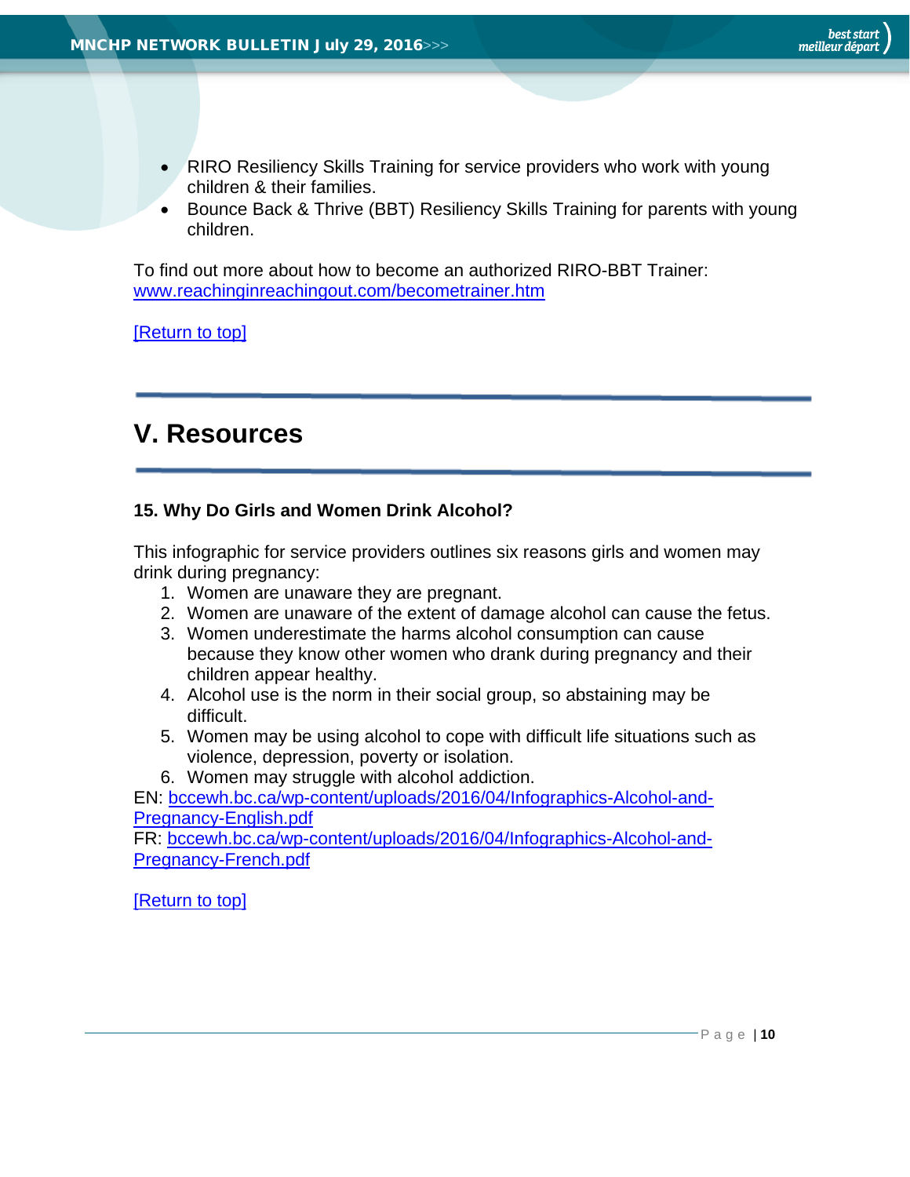- RIRO Resiliency Skills Training for service providers who work with young children & their families.
- Bounce Back & Thrive (BBT) Resiliency Skills Training for parents with young children.

To find out more about how to become an authorized RIRO-BBT Trainer: www.reachinginreachingout.com/becometrainer.htm

[Return to top]

# V. Resources

### 15. Why Do Girls and Women Drink Alcohol?

This infographic for service providers outlines six reasons girls and women may drink during pregnancy:

1. Women are unaware they are pregnant.
2. Women are unaware of the extent of damage alcohol can cause the fetus.
3. Women underestimate the harms alcohol consumption can cause because they know other women who drank during pregnancy and their children appear healthy.
4. Alcohol use is the norm in their social group, so abstaining may be difficult.
5. Women may be using alcohol to cope with difficult life situations such as violence, depression, poverty or isolation.
6. Women may struggle with alcohol addiction.

EN: bccewh.bc.ca/wp-content/uploads/2016/04/Infographics-Alcohol-and-Pregnancy-English.pdf
FR: bccewh.bc.ca/wp-content/uploads/2016/04/Infographics-Alcohol-and-Pregnancy-French.pdf

[Return to top]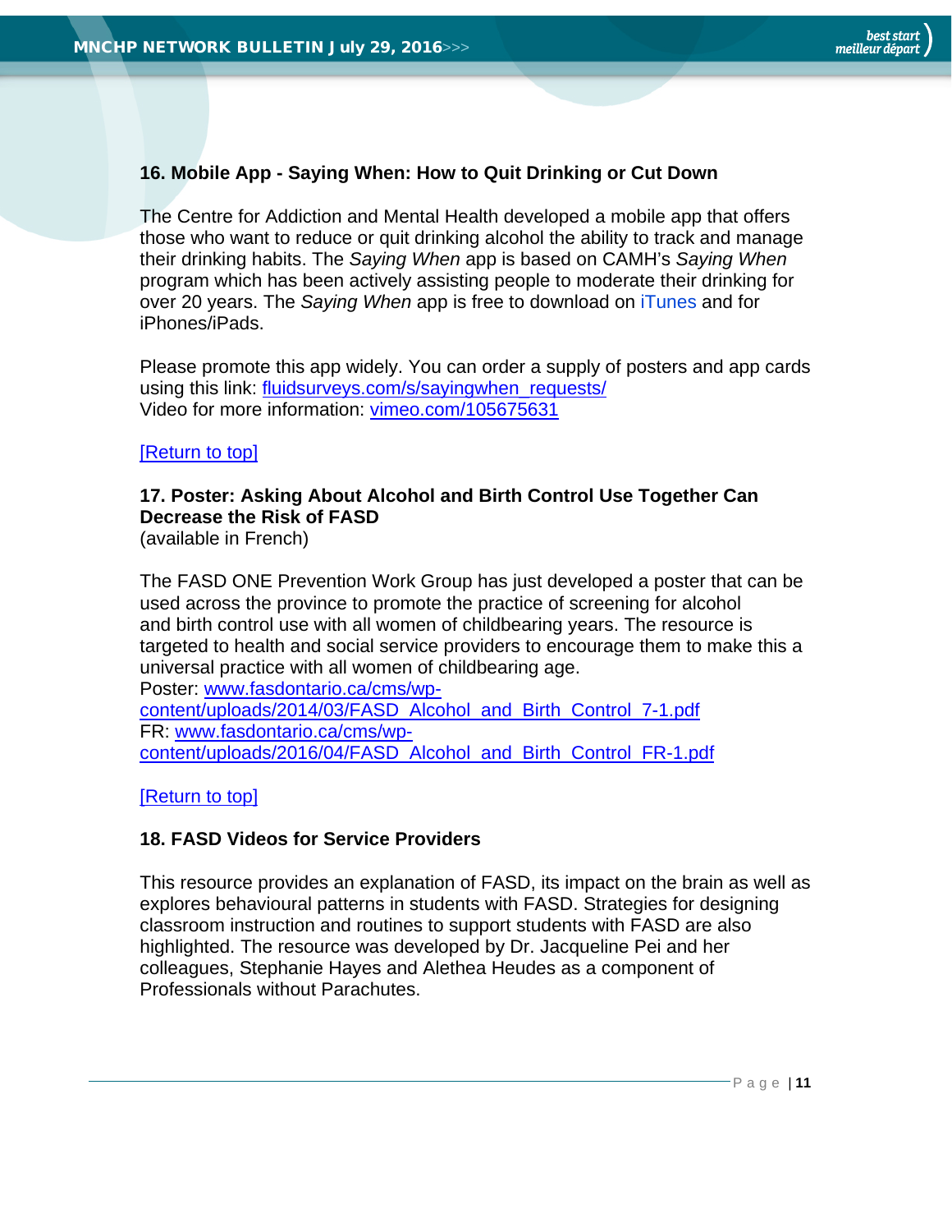### 16. Mobile App - Saying When: How to Quit Drinking or Cut Down

The Centre for Addiction and Mental Health developed a mobile app that offers those who want to reduce or quit drinking alcohol the ability to track and manage their drinking habits. The *Saying When* app is based on CAMH's *Saying When* program which has been actively assisting people to moderate their drinking for over 20 years. The *Saying When* app is free to download on iTunes and for iPhones/iPads.

Please promote this app widely. You can order a supply of posters and app cards using this link: fluidsurveys.com/s/sayingwhen_requests/
Video for more information: vimeo.com/105675631

[Return to top]

### 17. Poster: Asking About Alcohol and Birth Control Use Together Can Decrease the Risk of FASD

(available in French)

The FASD ONE Prevention Work Group has just developed a poster that can be used across the province to promote the practice of screening for alcohol and birth control use with all women of childbearing years. The resource is targeted to health and social service providers to encourage them to make this a universal practice with all women of childbearing age.
Poster: www.fasdontario.ca/cms/wp-content/uploads/2014/03/FASD_Alcohol_and_Birth_Control_7-1.pdf
FR: www.fasdontario.ca/cms/wp-content/uploads/2016/04/FASD_Alcohol_and_Birth_Control_FR-1.pdf

[Return to top]

### 18. FASD Videos for Service Providers

This resource provides an explanation of FASD, its impact on the brain as well as explores behavioural patterns in students with FASD. Strategies for designing classroom instruction and routines to support students with FASD are also highlighted. The resource was developed by Dr. Jacqueline Pei and her colleagues, Stephanie Hayes and Alethea Heudes as a component of Professionals without Parachutes.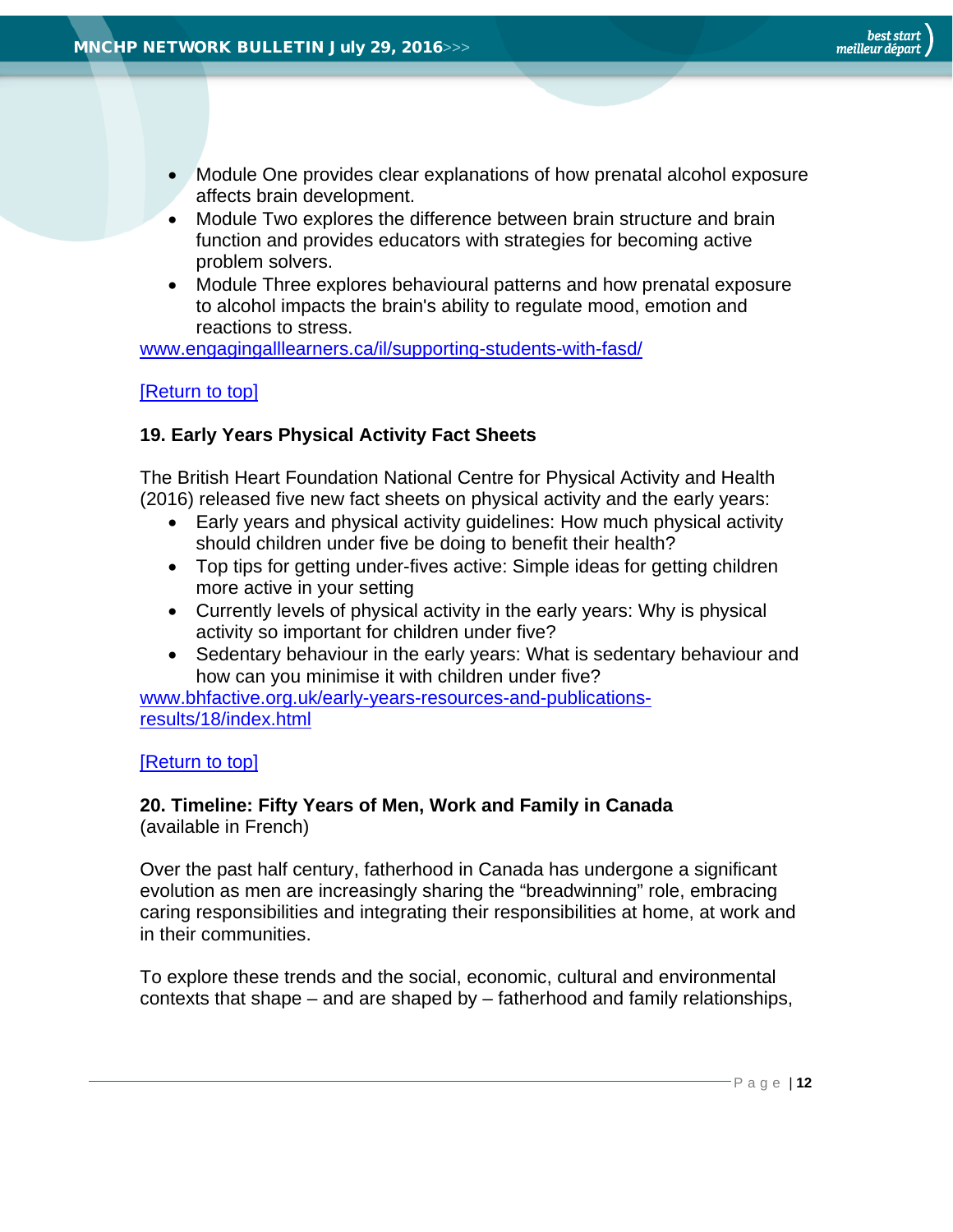- Module One provides clear explanations of how prenatal alcohol exposure affects brain development.
- Module Two explores the difference between brain structure and brain function and provides educators with strategies for becoming active problem solvers.
- Module Three explores behavioural patterns and how prenatal exposure to alcohol impacts the brain's ability to regulate mood, emotion and reactions to stress.

[www.engagingalllearners.ca/il/supporting-students-with-fasd/](www.engagingalllearners.ca/il/supporting-students-with-fasd/)

[Return to top]

**19. Early Years Physical Activity Fact Sheets**

The British Heart Foundation National Centre for Physical Activity and Health (2016) released five new fact sheets on physical activity and the early years:

- Early years and physical activity guidelines: How much physical activity should children under five be doing to benefit their health?
- Top tips for getting under-fives active: Simple ideas for getting children more active in your setting
- Currently levels of physical activity in the early years: Why is physical activity so important for children under five?
- Sedentary behaviour in the early years: What is sedentary behaviour and how can you minimise it with children under five?

[www.bhfactive.org.uk/early-years-resources-and-publications-results/18/index.html](www.bhfactive.org.uk/early-years-resources-and-publications-results/18/index.html)

[Return to top]

**20. Timeline: Fifty Years of Men, Work and Family in Canada**
(available in French)

Over the past half century, fatherhood in Canada has undergone a significant evolution as men are increasingly sharing the "breadwinning" role, embracing caring responsibilities and integrating their responsibilities at home, at work and in their communities.

To explore these trends and the social, economic, cultural and environmental contexts that shape – and are shaped by – fatherhood and family relationships,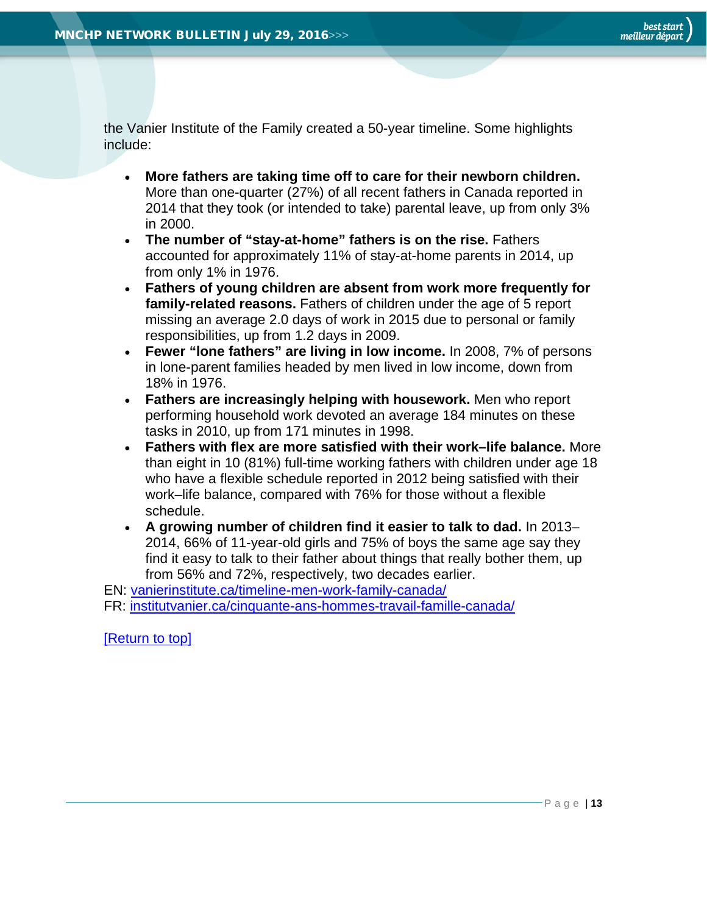the Vanier Institute of the Family created a 50-year timeline. Some highlights include:

- **More fathers are taking time off to care for their newborn children.** More than one-quarter (27%) of all recent fathers in Canada reported in 2014 that they took (or intended to take) parental leave, up from only 3% in 2000.
- **The number of “stay-at-home” fathers is on the rise.** Fathers accounted for approximately 11% of stay-at-home parents in 2014, up from only 1% in 1976.
- **Fathers of young children are absent from work more frequently for family-related reasons.** Fathers of children under the age of 5 report missing an average 2.0 days of work in 2015 due to personal or family responsibilities, up from 1.2 days in 2009.
- **Fewer “lone fathers” are living in low income.** In 2008, 7% of persons in lone-parent families headed by men lived in low income, down from 18% in 1976.
- **Fathers are increasingly helping with housework.** Men who report performing household work devoted an average 184 minutes on these tasks in 2010, up from 171 minutes in 1998.
- **Fathers with flex are more satisfied with their work–life balance.** More than eight in 10 (81%) full-time working fathers with children under age 18 who have a flexible schedule reported in 2012 being satisfied with their work–life balance, compared with 76% for those without a flexible schedule.
- **A growing number of children find it easier to talk to dad.** In 2013–2014, 66% of 11-year-old girls and 75% of boys the same age say they find it easy to talk to their father about things that really bother them, up from 56% and 72%, respectively, two decades earlier.

EN: [vanierinstitute.ca/timeline-men-work-family-canada/](vanierinstitute.ca/timeline-men-work-family-canada/)
FR: [institutvanier.ca/cinquante-ans-hommes-travail-famille-canada/](institutvanier.ca/cinquante-ans-hommes-travail-famille-canada/)

[Return to top]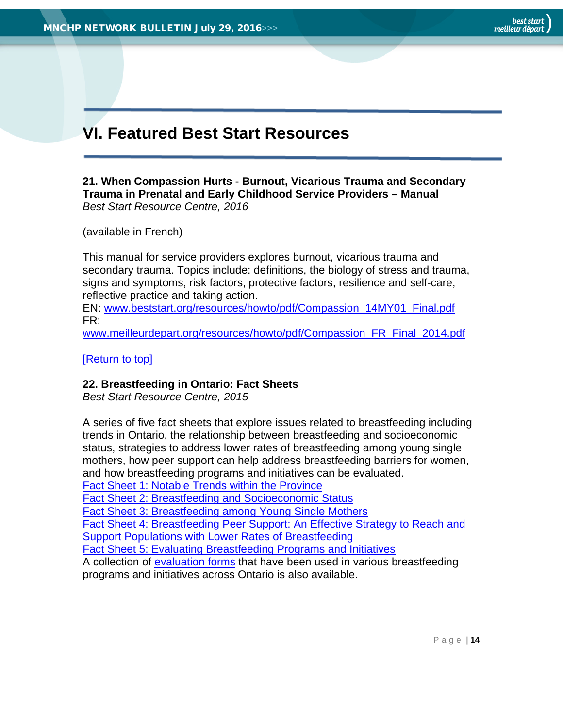# VI. Featured Best Start Resources

**21. When Compassion Hurts - Burnout, Vicarious Trauma and Secondary Trauma in Prenatal and Early Childhood Service Providers – Manual**
*Best Start Resource Centre, 2016*

(available in French)

This manual for service providers explores burnout, vicarious trauma and secondary trauma. Topics include: definitions, the biology of stress and trauma, signs and symptoms, risk factors, protective factors, resilience and self-care, reflective practice and taking action.
EN: www.beststart.org/resources/howto/pdf/Compassion_14MY01_Final.pdf
FR:
www.meilleurdepart.org/resources/howto/pdf/Compassion_FR_Final_2014.pdf

[Return to top]

**22. Breastfeeding in Ontario: Fact Sheets**
*Best Start Resource Centre, 2015*

A series of five fact sheets that explore issues related to breastfeeding including trends in Ontario, the relationship between breastfeeding and socioeconomic status, strategies to address lower rates of breastfeeding among young single mothers, how peer support can help address breastfeeding barriers for women, and how breastfeeding programs and initiatives can be evaluated.
Fact Sheet 1: Notable Trends within the Province
Fact Sheet 2: Breastfeeding and Socioeconomic Status
Fact Sheet 3: Breastfeeding among Young Single Mothers
Fact Sheet 4: Breastfeeding Peer Support: An Effective Strategy to Reach and Support Populations with Lower Rates of Breastfeeding
Fact Sheet 5: Evaluating Breastfeeding Programs and Initiatives
A collection of evaluation forms that have been used in various breastfeeding programs and initiatives across Ontario is also available.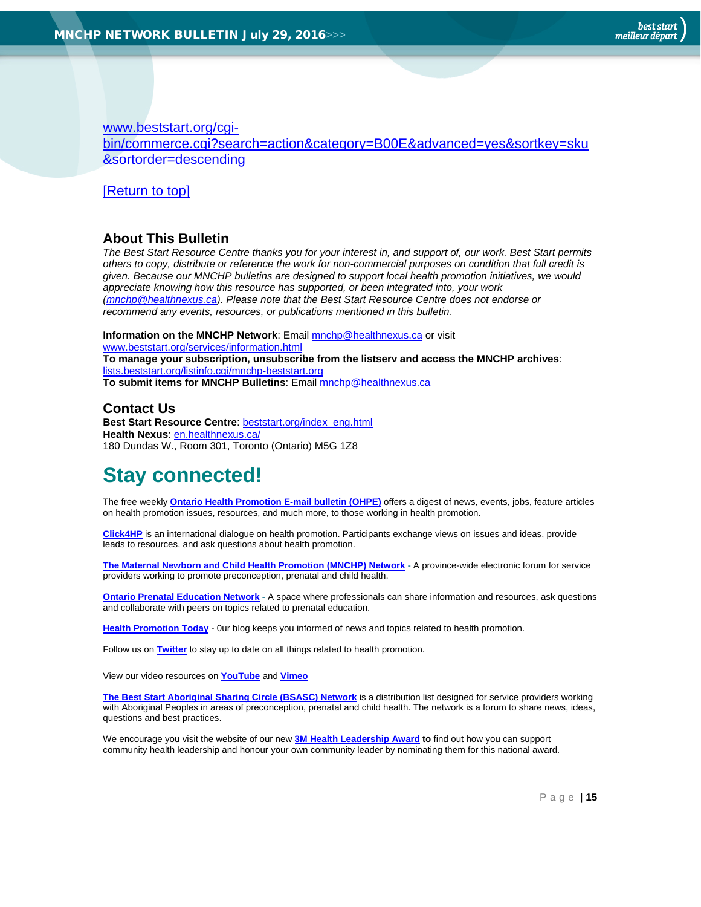www.beststart.org/cgi-bin/commerce.cgi?search=action&category=B00E&advanced=yes&sortkey=sku&sortorder=descending

[Return to top]

## About This Bulletin

*The Best Start Resource Centre thanks you for your interest in, and support of, our work. Best Start permits others to copy, distribute or reference the work for non-commercial purposes on condition that full credit is given. Because our MNCHP bulletins are designed to support local health promotion initiatives, we would appreciate knowing how this resource has supported, or been integrated into, your work (mnchp@healthnexus.ca). Please note that the Best Start Resource Centre does not endorse or recommend any events, resources, or publications mentioned in this bulletin.*

**Information on the MNCHP Network**: Email mnchp@healthnexus.ca or visit www.beststart.org/services/information.html
**To manage your subscription, unsubscribe from the listserv and access the MNCHP archives**: lists.beststart.org/listinfo.cgi/mnchp-beststart.org
**To submit items for MNCHP Bulletins**: Email mnchp@healthnexus.ca

## Contact Us

**Best Start Resource Centre**: beststart.org/index_eng.html
**Health Nexus**: en.healthnexus.ca/
180 Dundas W., Room 301, Toronto (Ontario) M5G 1Z8

# Stay connected!

The free weekly **Ontario Health Promotion E-mail bulletin (OHPE)** offers a digest of news, events, jobs, feature articles on health promotion issues, resources, and much more, to those working in health promotion.

**Click4HP** is an international dialogue on health promotion. Participants exchange views on issues and ideas, provide leads to resources, and ask questions about health promotion.

**The Maternal Newborn and Child Health Promotion (MNCHP) Network** - A province-wide electronic forum for service providers working to promote preconception, prenatal and child health.

**Ontario Prenatal Education Network** - A space where professionals can share information and resources, ask questions and collaborate with peers on topics related to prenatal education.

**Health Promotion Today** - 0ur blog keeps you informed of news and topics related to health promotion.

Follow us on **Twitter** to stay up to date on all things related to health promotion.

View our video resources on **YouTube** and **Vimeo**

**The Best Start Aboriginal Sharing Circle (BSASC) Network** is a distribution list designed for service providers working with Aboriginal Peoples in areas of preconception, prenatal and child health. The network is a forum to share news, ideas, questions and best practices.

We encourage you visit the website of our new **3M Health Leadership Award to** find out how you can support community health leadership and honour your own community leader by nominating them for this national award.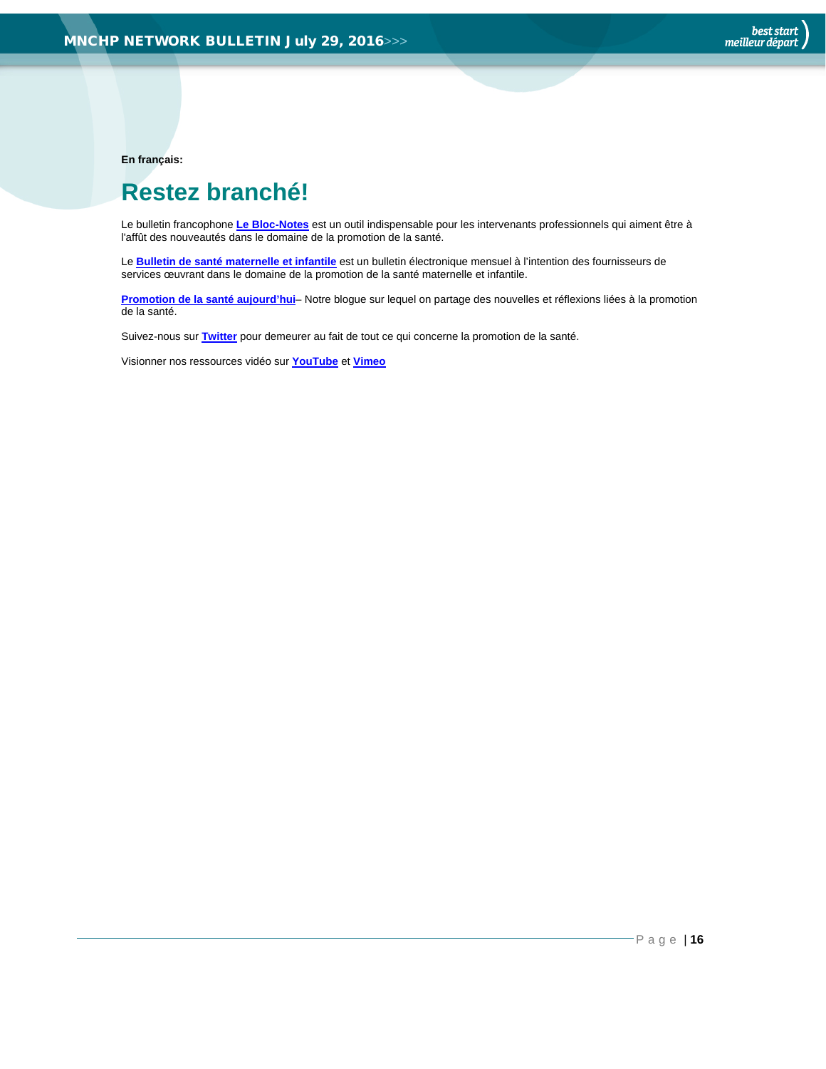**En français:**

# Restez branché!

Le bulletin francophone **Le Bloc-Notes** est un outil indispensable pour les intervenants professionnels qui aiment être à l'affût des nouveautés dans le domaine de la promotion de la santé.

Le **Bulletin de santé maternelle et infantile** est un bulletin électronique mensuel à l'intention des fournisseurs de services œuvrant dans le domaine de la promotion de la santé maternelle et infantile.

**Promotion de la santé aujourd'hui**– Notre blogue sur lequel on partage des nouvelles et réflexions liées à la promotion de la santé.

Suivez-nous sur **Twitter** pour demeurer au fait de tout ce qui concerne la promotion de la santé.

Visionner nos ressources vidéo sur **YouTube** et **Vimeo**